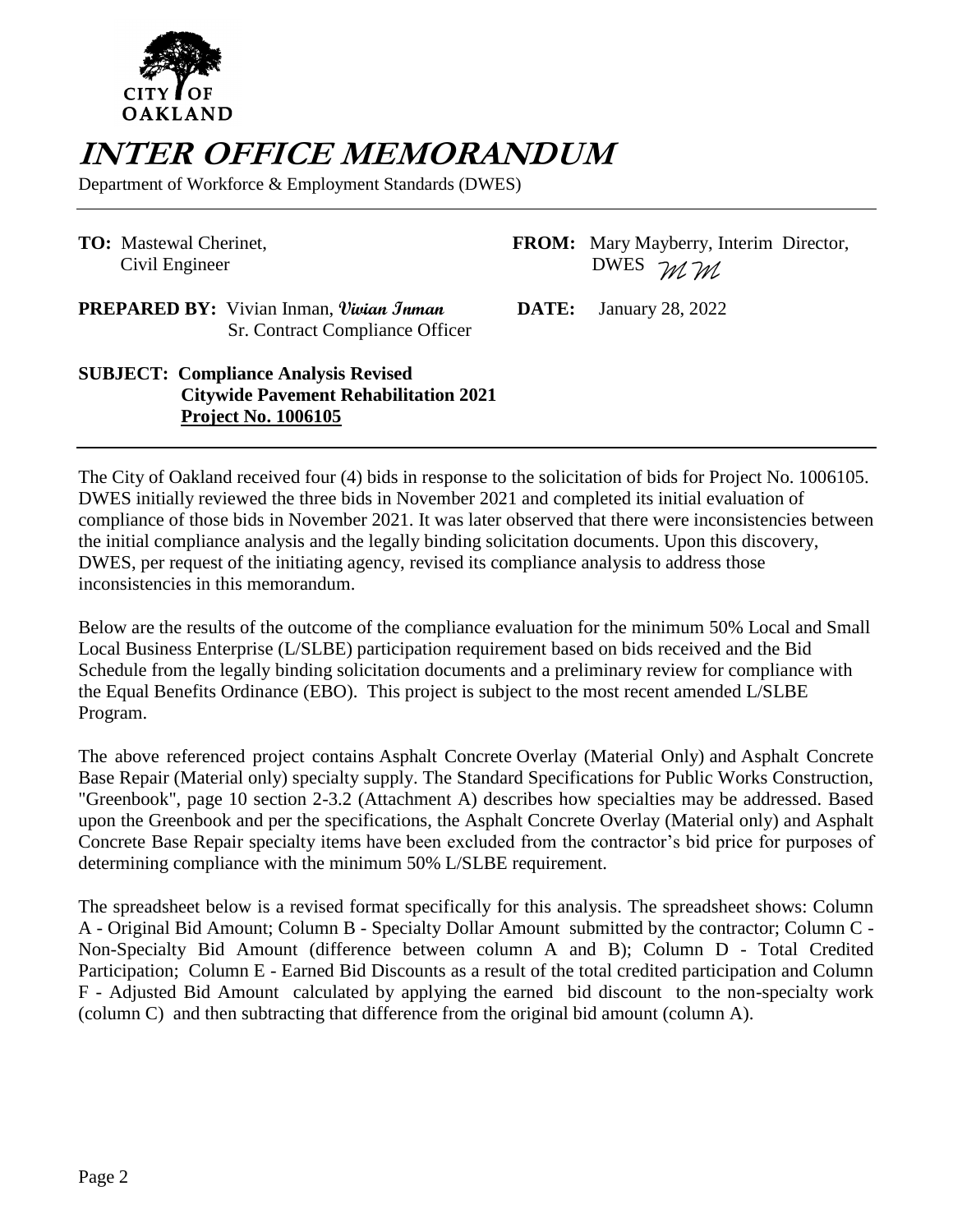CITY OF OAKLAND

# INTER OFFICE MEMORANDUM

Department of Workforce & Employment Standards (DWES)

**TO:** Mastewal Cherinet, Civil Engineer

**FROM:** Mary Mayberry, Interim Director, DWES *MM*

**PREPARED BY:** Vivian Inman, *Vivian Inman* Sr. Contract Compliance Officer

**DATE:** January 28, 2022

**SUBJECT: Compliance Analysis Revised**
**Citywide Pavement Rehabilitation 2021**
**<u>Project No. 1006105</u>**

The City of Oakland received four (4) bids in response to the solicitation of bids for Project No. 1006105. DWES initially reviewed the three bids in November 2021 and completed its initial evaluation of compliance of those bids in November 2021. It was later observed that there were inconsistencies between the initial compliance analysis and the legally binding solicitation documents. Upon this discovery, DWES, per request of the initiating agency, revised its compliance analysis to address those inconsistencies in this memorandum.

Below are the results of the outcome of the compliance evaluation for the minimum 50% Local and Small Local Business Enterprise (L/SLBE) participation requirement based on bids received and the Bid Schedule from the legally binding solicitation documents and a preliminary review for compliance with the Equal Benefits Ordinance (EBO). This project is subject to the most recent amended L/SLBE Program.

The above referenced project contains Asphalt Concrete Overlay (Material Only) and Asphalt Concrete Base Repair (Material only) specialty supply. The Standard Specifications for Public Works Construction, "Greenbook", page 10 section 2-3.2 (Attachment A) describes how specialties may be addressed. Based upon the Greenbook and per the specifications, the Asphalt Concrete Overlay (Material only) and Asphalt Concrete Base Repair specialty items have been excluded from the contractor's bid price for purposes of determining compliance with the minimum 50% L/SLBE requirement.

The spreadsheet below is a revised format specifically for this analysis. The spreadsheet shows: Column A - Original Bid Amount; Column B - Specialty Dollar Amount submitted by the contractor; Column C - Non-Specialty Bid Amount (difference between column A and B); Column D - Total Credited Participation; Column E - Earned Bid Discounts as a result of the total credited participation and Column F - Adjusted Bid Amount calculated by applying the earned bid discount to the non-specialty work (column C) and then subtracting that difference from the original bid amount (column A).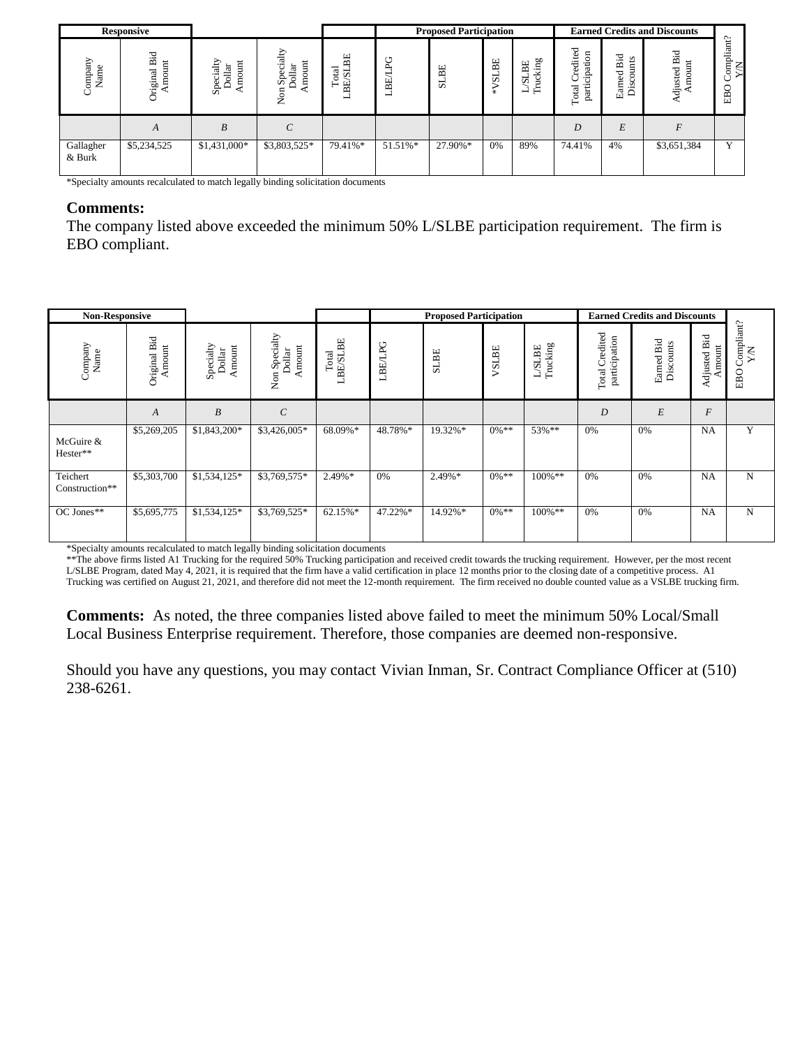| Responsive | | | | | Proposed Participation | | | | Earned Credits and Discounts | | | |
|---|---|---|---|---|---|---|---|---|---|---|---|---|
| Company Name | Original Bid Amount | Specialty Dollar Amount | Non Specialty Dollar Amount | Total LBE/SLBE | LBE/LPG | SLBE | *VSLBE | L/SLBE Trucking | Total Credited participation | Earned Bid Discounts | Adjusted Bid Amount | EBO Compliant? Y/N |
| | *A* | *B* | *C* | | | | | | *D* | *E* | *F* | |
| Gallagher & Burk | $5,234,525 | $1,431,000* | $3,803,525* | 79.41%* | 51.51%* | 27.90%* | 0% | 89% | 74.41% | 4% | $3,651,384 | Y |

*Specialty amounts recalculated to match legally binding solicitation documents

**Comments:**

The company listed above exceeded the minimum 50% L/SLBE participation requirement. The firm is EBO compliant.

| Non-Responsive | | | | | Proposed Participation | | | | Earned Credits and Discounts | | | |
|---|---|---|---|---|---|---|---|---|---|---|---|---|
| Company Name | Original Bid Amount | Specialty Dollar Amount | Non Specialty Dollar Amount | Total LBE/SLBE | LBE/LPG | SLBE | VSLBE | L/SLBE Trucking | Total Credited participation | Earned Bid Discounts | Adjusted Bid Amount | EBO Compliant? Y/N |
| | *A* | *B* | *C* | | | | | | *D* | *E* | *F* | |
| McGuire & Hester** | $5,269,205 | $1,843,200* | $3,426,005* | 68.09%* | 48.78%* | 19.32%* | 0%** | 53%** | 0% | 0% | NA | Y |
| Teichert Construction** | $5,303,700 | $1,534,125* | $3,769,575* | 2.49%* | 0% | 2.49%* | 0%** | 100%** | 0% | 0% | NA | N |
| OC Jones** | $5,695,775 | $1,534,125* | $3,769,525* | 62.15%* | 47.22%* | 14.92%* | 0%** | 100%** | 0% | 0% | NA | N |

*Specialty amounts recalculated to match legally binding solicitation documents

**The above firms listed A1 Trucking for the required 50% Trucking participation and received credit towards the trucking requirement. However, per the most recent L/SLBE Program, dated May 4, 2021, it is required that the firm have a valid certification in place 12 months prior to the closing date of a competitive process. A1 Trucking was certified on August 21, 2021, and therefore did not meet the 12-month requirement. The firm received no double counted value as a VSLBE trucking firm.

**Comments:** As noted, the three companies listed above failed to meet the minimum 50% Local/Small Local Business Enterprise requirement. Therefore, those companies are deemed non-responsive.

Should you have any questions, you may contact Vivian Inman, Sr. Contract Compliance Officer at (510) 238-6261.